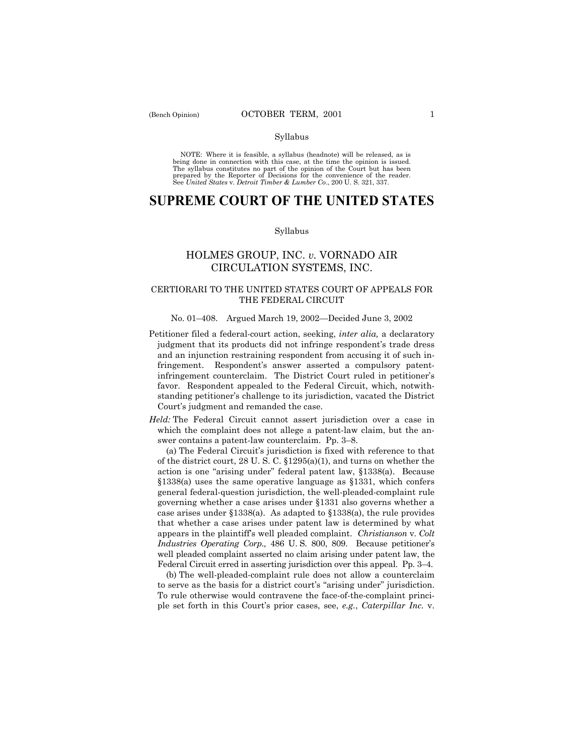Syllabus

NOTE: Where it is feasible, a syllabus (headnote) will be released, as is being done in connection with this case, at the time the opinion is issued. The syllabus constitutes no part of the opinion of the Court but has been prepared by the Reporter of Decisions for the convenience of the reader. See *United States* v. *Detroit Timber & Lumber Co.*, 200 U. S. 321, 337.

# SUPREME COURT OF THE UNITED STATES

Syllabus

## HOLMES GROUP, INC. *v.* VORNADO AIR CIRCULATION SYSTEMS, INC.

### CERTIORARI TO THE UNITED STATES COURT OF APPEALS FOR THE FEDERAL CIRCUIT

No. 01–408. Argued March 19, 2002—Decided June 3, 2002

Petitioner filed a federal-court action, seeking, *inter alia,* a declaratory judgment that its products did not infringe respondent's trade dress and an injunction restraining respondent from accusing it of such infringement. Respondent's answer asserted a compulsory patent-infringement counterclaim. The District Court ruled in petitioner's favor. Respondent appealed to the Federal Circuit, which, notwithstanding petitioner's challenge to its jurisdiction, vacated the District Court's judgment and remanded the case.

*Held:* The Federal Circuit cannot assert jurisdiction over a case in which the complaint does not allege a patent-law claim, but the answer contains a patent-law counterclaim. Pp. 3–8.

(a) The Federal Circuit's jurisdiction is fixed with reference to that of the district court, 28 U. S. C. §1295(a)(1), and turns on whether the action is one "arising under" federal patent law, §1338(a). Because §1338(a) uses the same operative language as §1331, which confers general federal-question jurisdiction, the well-pleaded-complaint rule governing whether a case arises under §1331 also governs whether a case arises under §1338(a). As adapted to §1338(a), the rule provides that whether a case arises under patent law is determined by what appears in the plaintiff's well pleaded complaint. *Christianson* v. *Colt Industries Operating Corp.,* 486 U. S. 800, 809. Because petitioner's well pleaded complaint asserted no claim arising under patent law, the Federal Circuit erred in asserting jurisdiction over this appeal. Pp. 3–4.

(b) The well-pleaded-complaint rule does not allow a counterclaim to serve as the basis for a district court's "arising under" jurisdiction. To rule otherwise would contravene the face-of-the-complaint principle set forth in this Court's prior cases, see, *e.g.*, *Caterpillar Inc.* v.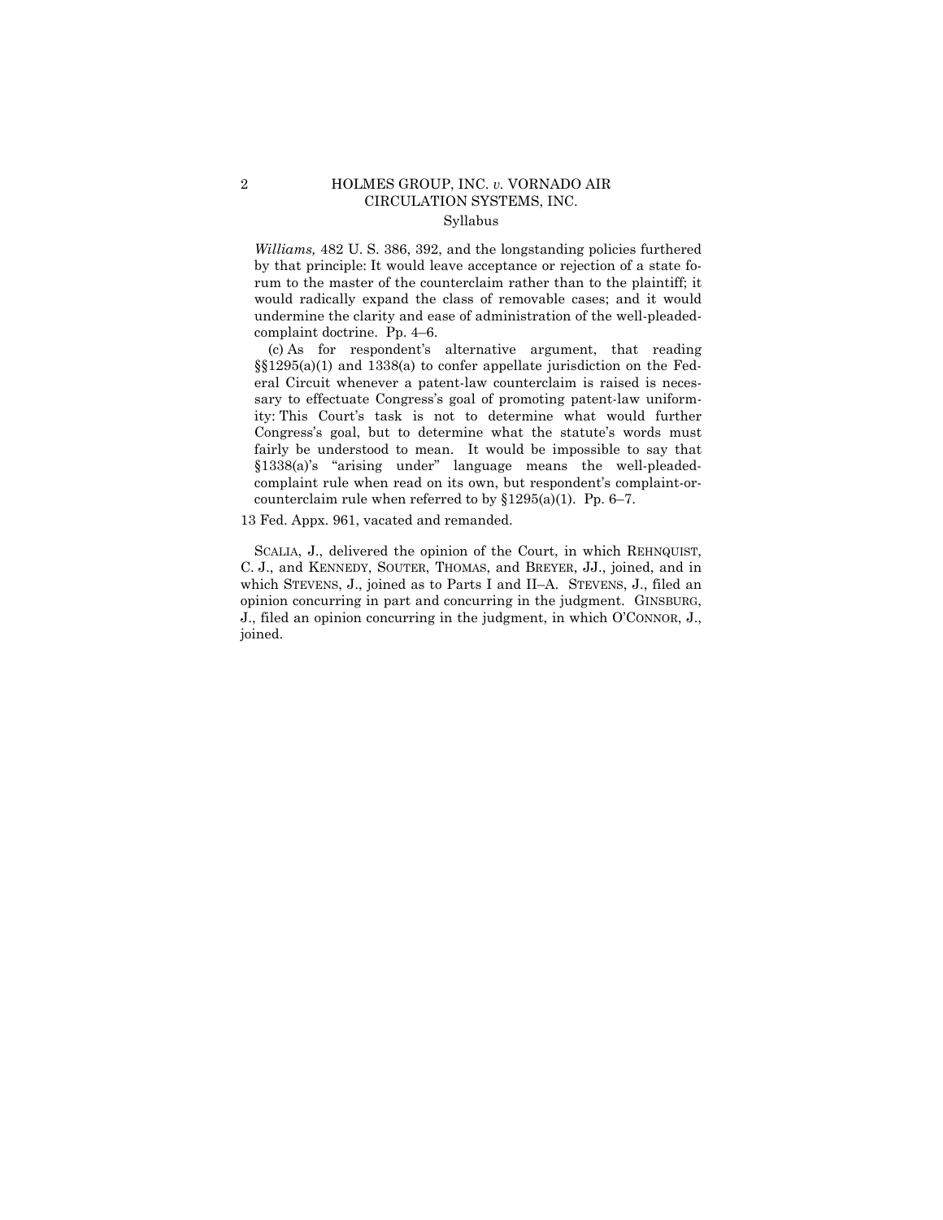*Williams,* 482 U. S. 386, 392, and the longstanding policies furthered by that principle: It would leave acceptance or rejection of a state forum to the master of the counterclaim rather than to the plaintiff; it would radically expand the class of removable cases; and it would undermine the clarity and ease of administration of the well-pleaded-complaint doctrine. Pp. 4–6.

(c) As for respondent's alternative argument, that reading §§1295(a)(1) and 1338(a) to confer appellate jurisdiction on the Federal Circuit whenever a patent-law counterclaim is raised is necessary to effectuate Congress's goal of promoting patent-law uniformity: This Court's task is not to determine what would further Congress's goal, but to determine what the statute's words must fairly be understood to mean. It would be impossible to say that §1338(a)'s "arising under" language means the well-pleaded-complaint rule when read on its own, but respondent's complaint-or-counterclaim rule when referred to by §1295(a)(1). Pp. 6–7.

13 Fed. Appx. 961, vacated and remanded.

SCALIA, J., delivered the opinion of the Court, in which REHNQUIST, C. J., and KENNEDY, SOUTER, THOMAS, and BREYER, JJ., joined, and in which STEVENS, J., joined as to Parts I and II–A. STEVENS, J., filed an opinion concurring in part and concurring in the judgment. GINSBURG, J., filed an opinion concurring in the judgment, in which O'CONNOR, J., joined.